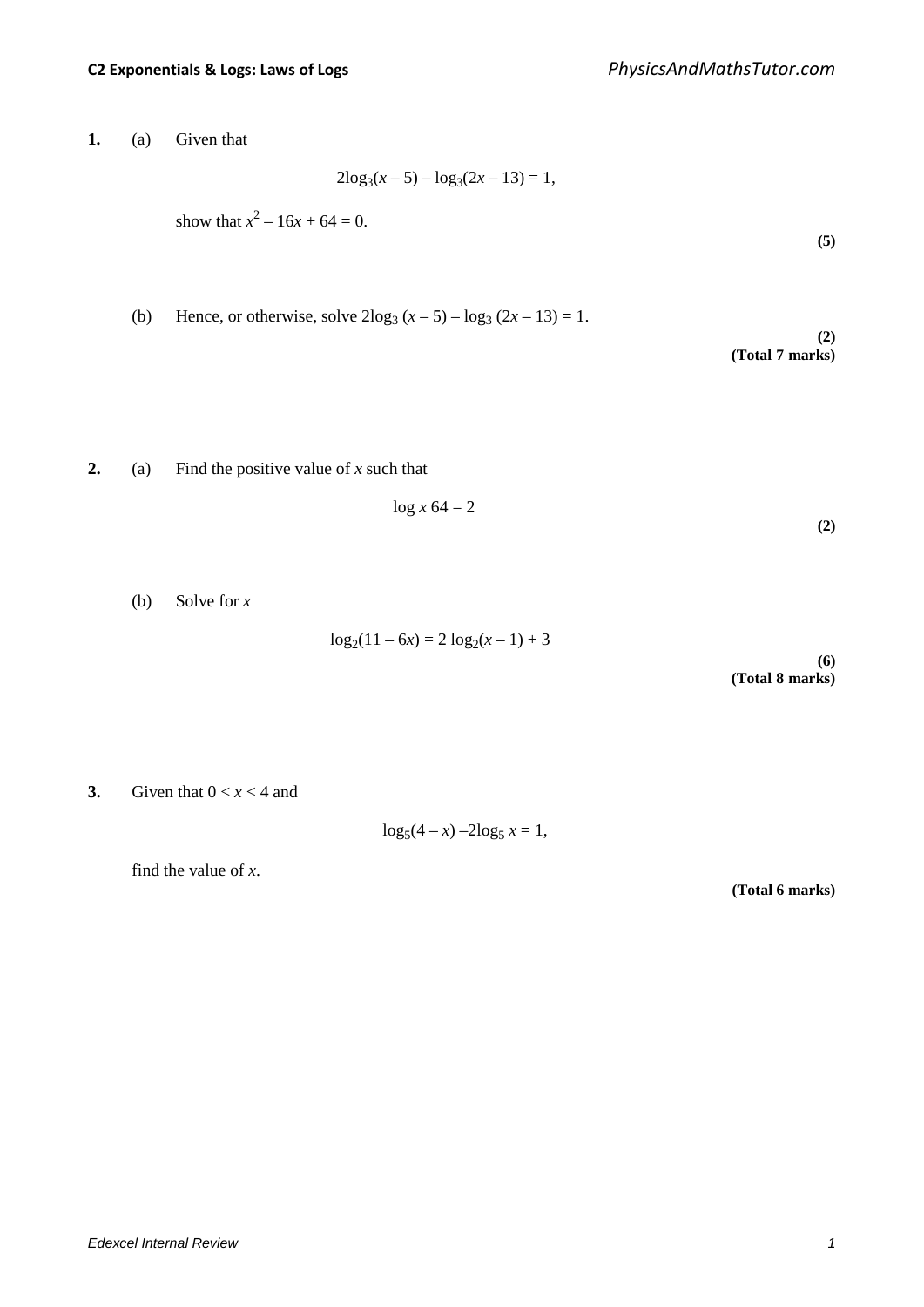**1.** (a) Given that

$$2\log_3(x - 5) - \log_3(2x - 13) = 1,$$

show that $x^2 - 16x + 64 = 0$.

**(5)**

(b) Hence, or otherwise, solve $2\log_3 (x - 5) - \log_3 (2x - 13) = 1$.

**(2)**
**(Total 7 marks)**

**2.** (a) Find the positive value of $x$ such that

$$\log x \; 64 = 2$$

**(2)**

(b) Solve for $x$

$$\log_2(11 - 6x) = 2 \log_2(x - 1) + 3$$

**(6)**
**(Total 8 marks)**

**3.** Given that $0 < x < 4$ and

$$\log_5(4 - x) - 2\log_5 x = 1,$$

find the value of $x$.

**(Total 6 marks)**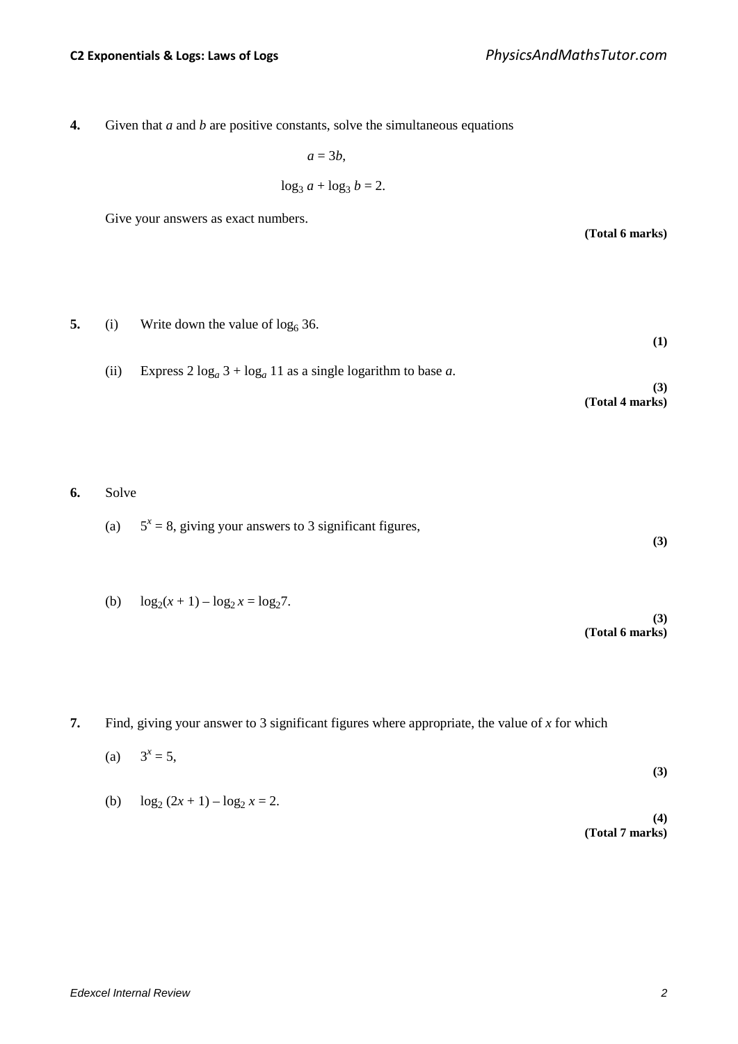**4.** Given that $a$ and $b$ are positive constants, solve the simultaneous equations

$$a = 3b,$$

$$\log_3 a + \log_3 b = 2.$$

Give your answers as exact numbers.

**(Total 6 marks)**

**5.** (i) Write down the value of $\log_6 36$.

**(1)**

(ii) Express $2 \log_a 3 + \log_a 11$ as a single logarithm to base $a$.

**(3)**
**(Total 4 marks)**

**6.** Solve

(a) $5^x = 8$, giving your answers to 3 significant figures,

**(3)**

(b) $\log_2(x + 1) – \log_2 x = \log_2 7$.

**(3)**
**(Total 6 marks)**

**7.** Find, giving your answer to 3 significant figures where appropriate, the value of $x$ for which

(a) $3^x = 5$,

**(3)**

(b) $\log_2 (2x + 1) – \log_2 x = 2$.

**(4)**
**(Total 7 marks)**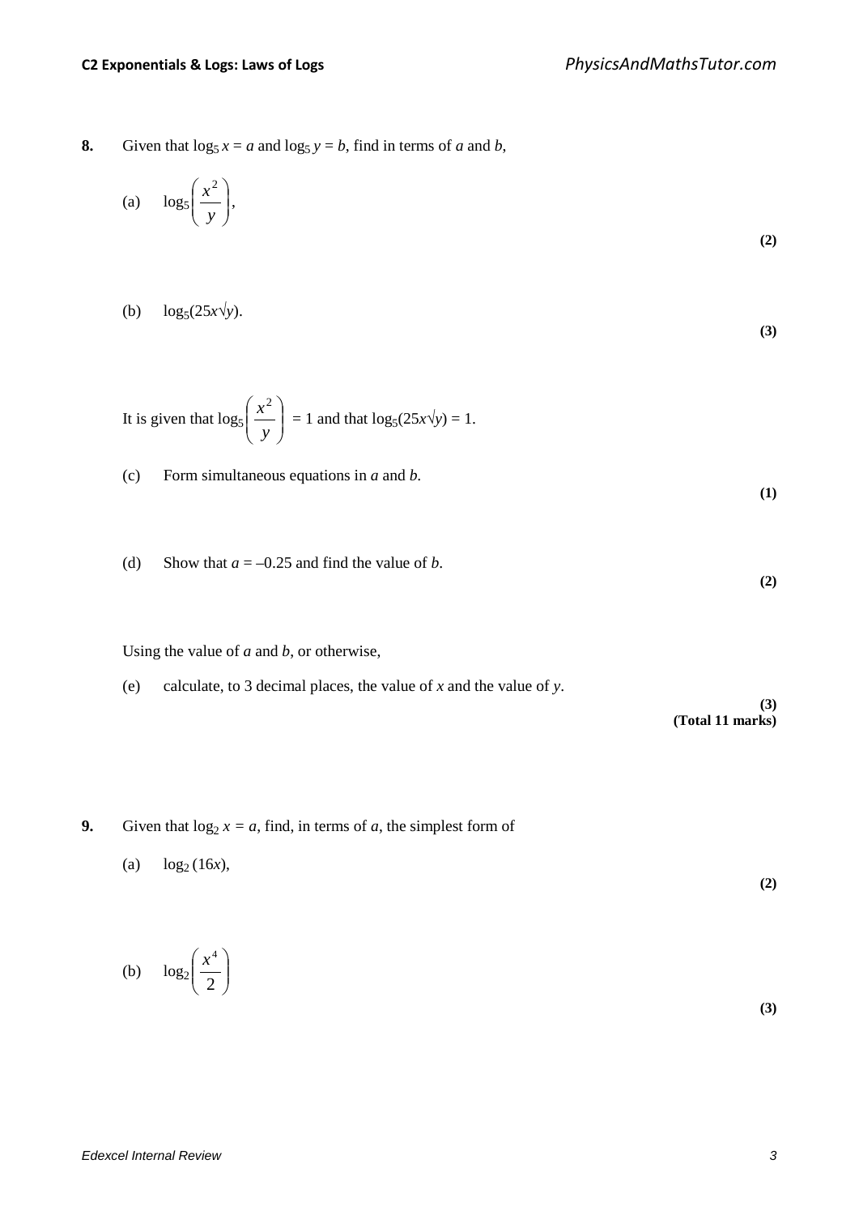**8.** Given that $\log_5 x = a$ and $\log_5 y = b$, find in terms of $a$ and $b$,

(a) $\log_5\left(\frac{x^2}{y}\right)$,

**(2)**

(b) $\log_5(25x\sqrt{y})$.

**(3)**

It is given that $\log_5\left(\frac{x^2}{y}\right) = 1$ and that $\log_5(25x\sqrt{y}) = 1$.

(c) Form simultaneous equations in $a$ and $b$.

**(1)**

(d) Show that $a = -0.25$ and find the value of $b$.

**(2)**

Using the value of $a$ and $b$, or otherwise,

(e) calculate, to 3 decimal places, the value of $x$ and the value of $y$.

**(3)**
**(Total 11 marks)**

**9.** Given that $\log_2 x = a$, find, in terms of $a$, the simplest form of

(a) $\log_2(16x)$,

**(2)**

(b) $\log_2\left(\frac{x^4}{2}\right)$

**(3)**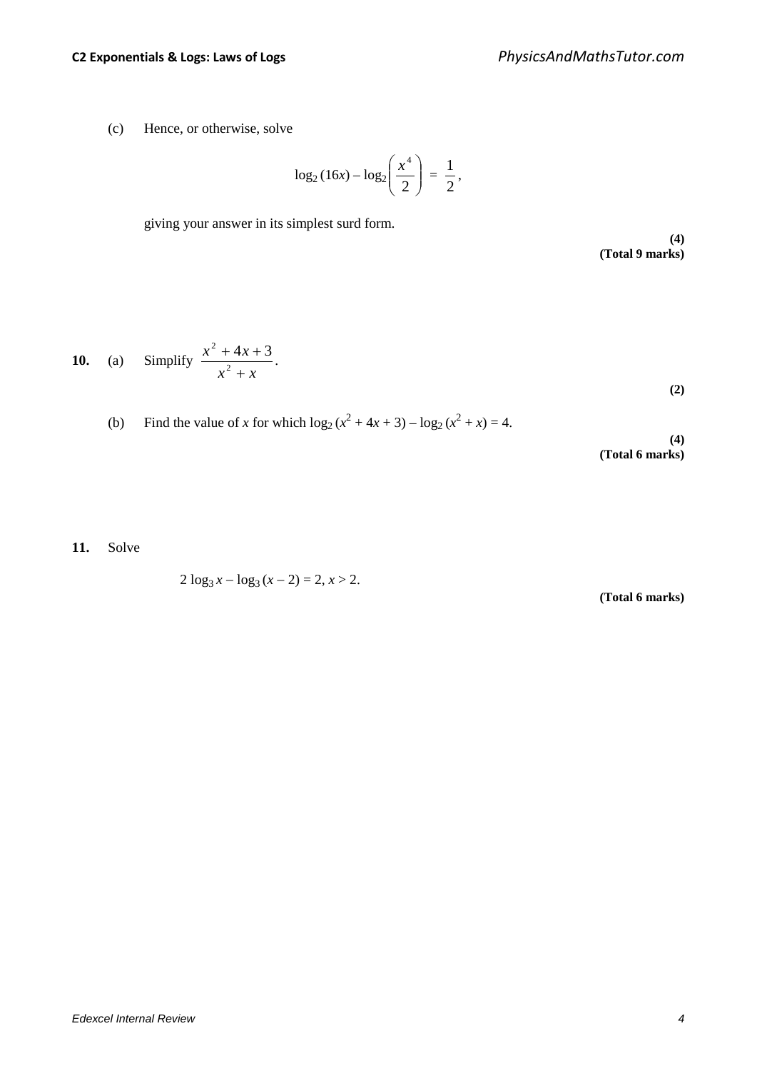(c) Hence, or otherwise, solve

$$\log_2 (16x) - \log_2 \left( \frac{x^4}{2} \right) = \frac{1}{2},$$

giving your answer in its simplest surd form.

**(4)**
**(Total 9 marks)**

**10.** (a) Simplify $\dfrac{x^2 + 4x + 3}{x^2 + x}$.

**(2)**

(b) Find the value of $x$ for which $\log_2 (x^2 + 4x + 3) - \log_2 (x^2 + x) = 4$.

**(4)**
**(Total 6 marks)**

**11.** Solve

$$2 \log_3 x - \log_3 (x - 2) = 2, \ x > 2.$$

**(Total 6 marks)**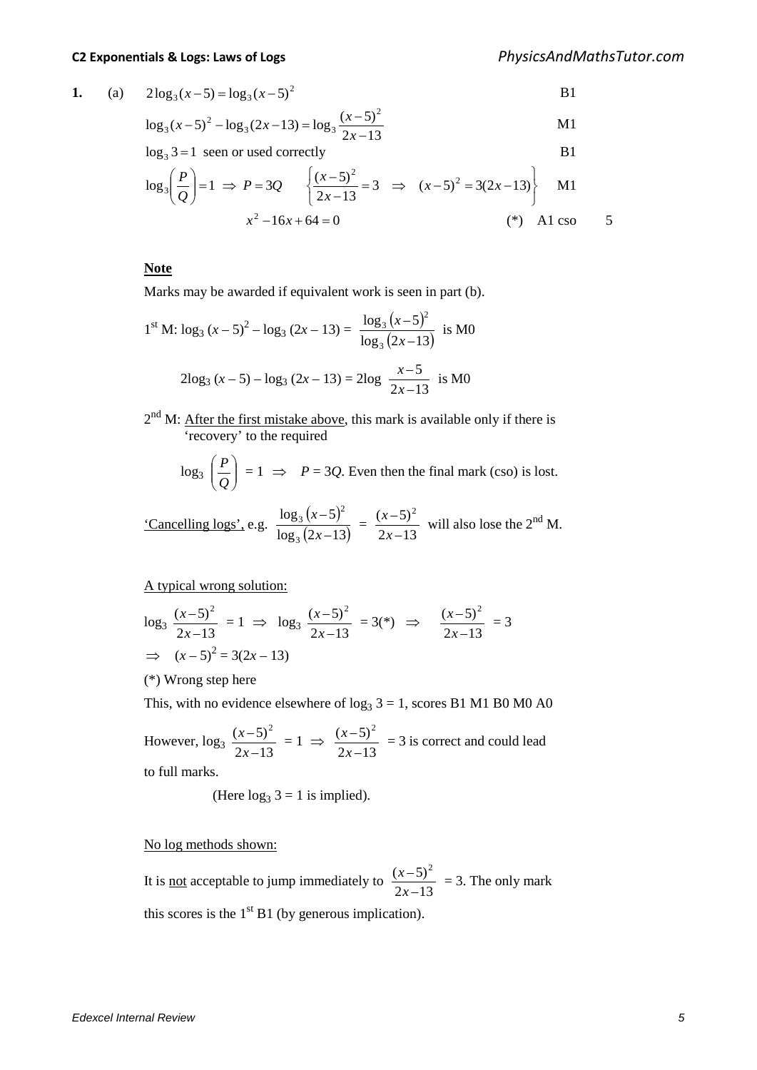**1.** (a) $2\log_3(x-5) = \log_3(x-5)^2$ B1

$\log_3(x-5)^2 - \log_3(2x-13) = \log_3 \dfrac{(x-5)^2}{2x-13}$ M1

$\log_3 3 = 1$ seen or used correctly B1

$\log_3\left(\dfrac{P}{Q}\right) = 1 \Rightarrow P = 3Q \quad \left\{\dfrac{(x-5)^2}{2x-13} = 3 \Rightarrow (x-5)^2 = 3(2x-13)\right\}$ M1

$x^2 - 16x + 64 = 0$ (*) A1 cso 5

**Note**

Marks may be awarded if equivalent work is seen in part (b).

1st M: $\log_3(x-5)^2 - \log_3(2x-13) = \dfrac{\log_3(x-5)^2}{\log_3(2x-13)}$ is M0

$2\log_3(x-5) - \log_3(2x-13) = 2\log \dfrac{x-5}{2x-13}$ is M0

2nd M: After the first mistake above, this mark is available only if there is 'recovery' to the required

$\log_3\left(\dfrac{P}{Q}\right) = 1 \Rightarrow P = 3Q$. Even then the final mark (cso) is lost.

'Cancelling logs', e.g. $\dfrac{\log_3(x-5)^2}{\log_3(2x-13)} = \dfrac{(x-5)^2}{2x-13}$ will also lose the 2nd M.

A typical wrong solution:

$\log_3 \dfrac{(x-5)^2}{2x-13} = 1 \Rightarrow \log_3 \dfrac{(x-5)^2}{2x-13} = 3(*) \Rightarrow \dfrac{(x-5)^2}{2x-13} = 3$

$\Rightarrow (x-5)^2 = 3(2x-13)$

(*) Wrong step here

This, with no evidence elsewhere of $\log_3 3 = 1$, scores B1 M1 B0 M0 A0

However, $\log_3 \dfrac{(x-5)^2}{2x-13} = 1 \Rightarrow \dfrac{(x-5)^2}{2x-13} = 3$ is correct and could lead to full marks.

(Here $\log_3 3 = 1$ is implied).

No log methods shown:

It is not acceptable to jump immediately to $\dfrac{(x-5)^2}{2x-13} = 3$. The only mark this scores is the 1st B1 (by generous implication).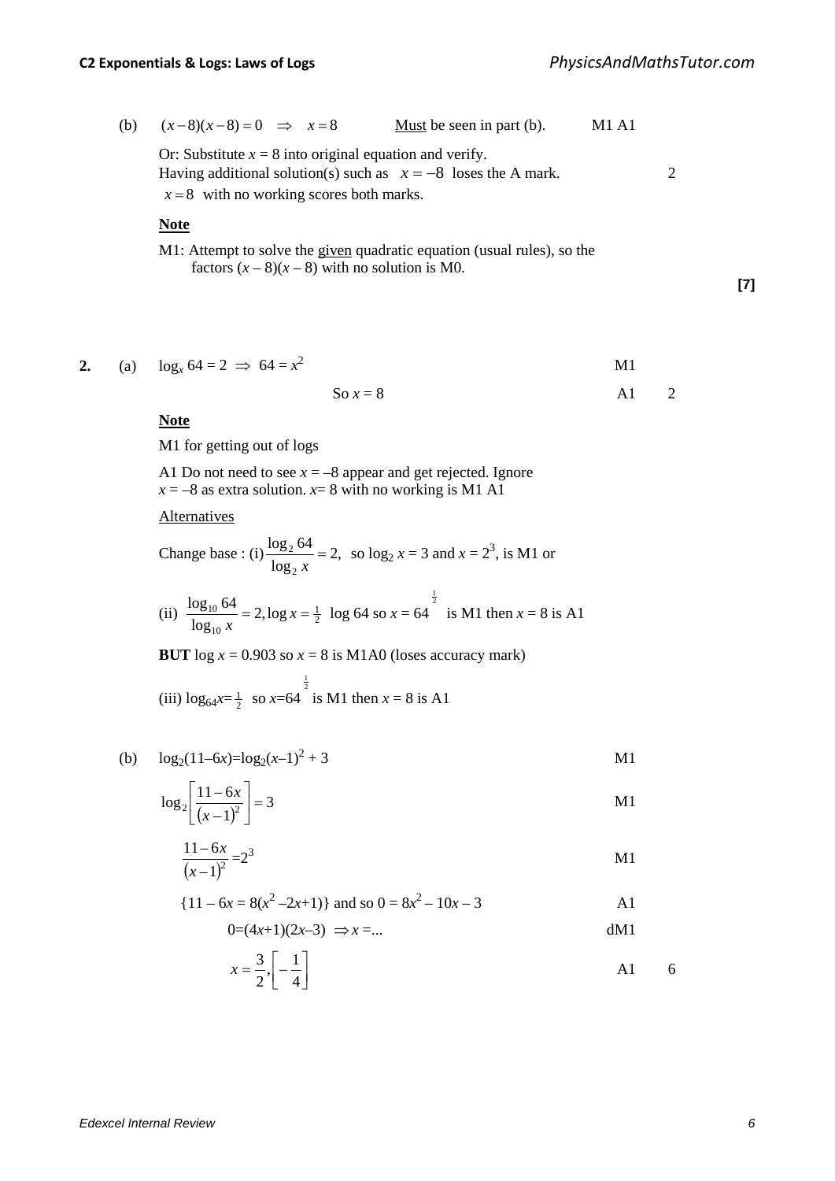(b) $(x-8)(x-8)=0 \quad \Rightarrow \quad x=8$ &nbsp;&nbsp;&nbsp; Must be seen in part (b). &nbsp;&nbsp;&nbsp; M1 A1

Or: Substitute $x = 8$ into original equation and verify.
Having additional solution(s) such as $x=-8$ loses the A mark. &nbsp;&nbsp;&nbsp; 2
$x=8$ with no working scores both marks.

**Note**

M1: Attempt to solve the given quadratic equation (usual rules), so the factors $(x-8)(x-8)$ with no solution is M0.

**[7]**

**2.** (a) $\log_x 64 = 2 \Rightarrow 64 = x^2$ &nbsp;&nbsp;&nbsp; M1

So $x = 8$ &nbsp;&nbsp;&nbsp; A1 &nbsp;&nbsp;&nbsp; 2

**Note**

M1 for getting out of logs

A1 Do not need to see $x = -8$ appear and get rejected. Ignore $x = -8$ as extra solution. $x= 8$ with no working is M1 A1

Alternatives

Change base : (i) $\dfrac{\log_2 64}{\log_2 x} = 2$, so $\log_2 x = 3$ and $x = 2^3$, is M1 or

(ii) $\dfrac{\log_{10} 64}{\log_{10} x} = 2, \log x = \frac{1}{2} \log 64$ so $x = 64^{\frac{1}{2}}$ is M1 then $x = 8$ is A1

**BUT** $\log x = 0.903$ so $x = 8$ is M1A0 (loses accuracy mark)

(iii) $\log_{64} x = \frac{1}{2}$ so $x = 64^{\frac{1}{2}}$ is M1 then $x = 8$ is A1

(b) $\log_2(11-6x) = \log_2(x-1)^2 + 3$ &nbsp;&nbsp;&nbsp; M1

$\log_2\left[\dfrac{11-6x}{(x-1)^2}\right] = 3$ &nbsp;&nbsp;&nbsp; M1

$\dfrac{11-6x}{(x-1)^2} = 2^3$ &nbsp;&nbsp;&nbsp; M1

$\{11 - 6x = 8(x^2 - 2x + 1)\}$ and so $0 = 8x^2 - 10x - 3$ &nbsp;&nbsp;&nbsp; A1

$0 = (4x+1)(2x-3) \Rightarrow x = ...$ &nbsp;&nbsp;&nbsp; dM1

$x = \dfrac{3}{2}, \left[-\dfrac{1}{4}\right]$ &nbsp;&nbsp;&nbsp; A1 &nbsp;&nbsp;&nbsp; 6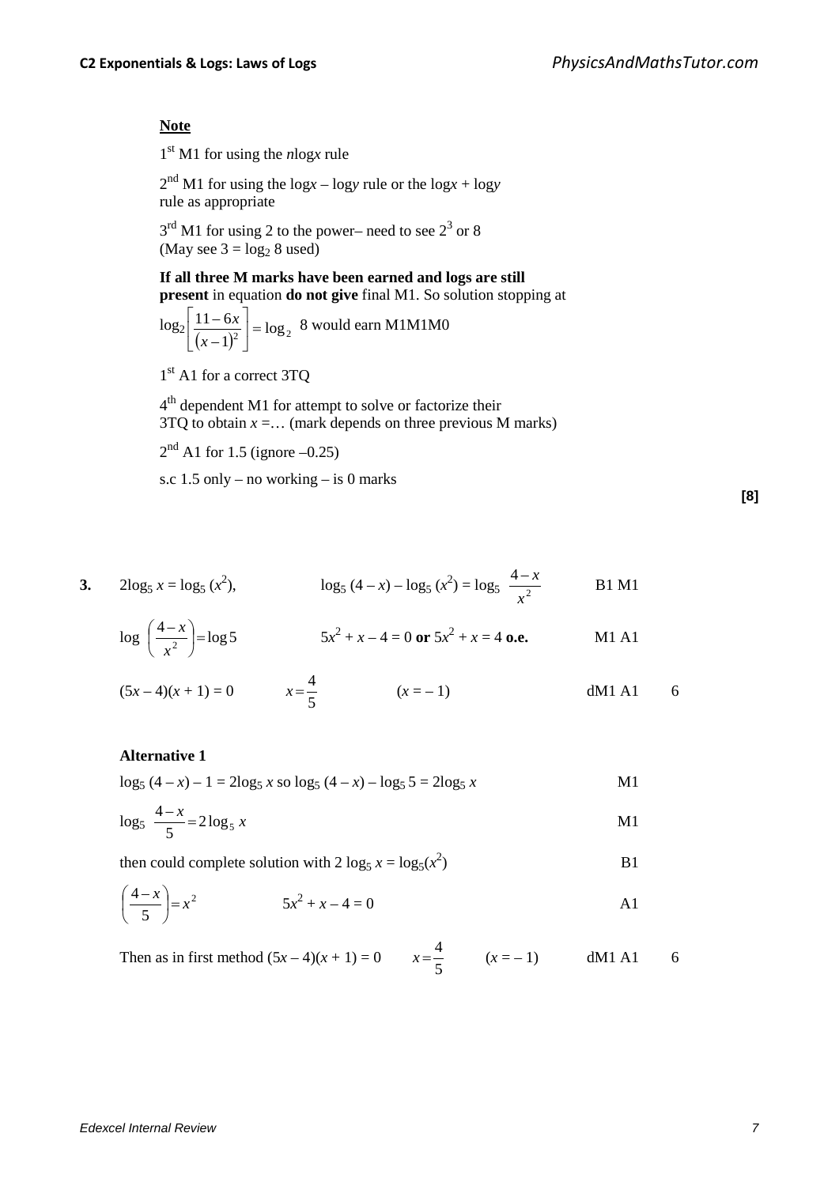**Note**

1st M1 for using the *n*log*x* rule

2nd M1 for using the log*x* – log*y* rule or the log*x* + log*y* rule as appropriate

3rd M1 for using 2 to the power– need to see $2^3$ or 8 (May see $3 = \log_2 8$ used)

**If all three M marks have been earned and logs are still present** in equation **do not give** final M1. So solution stopping at

$\log_2\left[\frac{11-6x}{(x-1)^2}\right] = \log_2 8$ would earn M1M1M0

1st A1 for a correct 3TQ

4th dependent M1 for attempt to solve or factorize their 3TQ to obtain $x$ =… (mark depends on three previous M marks)

2nd A1 for 1.5 (ignore –0.25)

s.c 1.5 only – no working – is 0 marks

**[8]**

**3.** $2\log_5 x = \log_5 (x^2)$, $\quad \log_5 (4-x) - \log_5 (x^2) = \log_5 \frac{4-x}{x^2}$ B1 M1

$\log\left(\frac{4-x}{x^2}\right) = \log 5$ $\quad 5x^2 + x - 4 = 0$ **or** $5x^2 + x = 4$ **o.e.** M1 A1

$(5x-4)(x+1) = 0$ $\quad x = \frac{4}{5}$ $\quad (x = -1)$ dM1 A1 6

**Alternative 1**

$\log_5 (4-x) - 1 = 2\log_5 x$ so $\log_5 (4-x) - \log_5 5 = 2\log_5 x$ M1

$\log_5 \frac{4-x}{5} = 2\log_5 x$ M1

then could complete solution with $2\log_5 x = \log_5(x^2)$ B1

$\left(\frac{4-x}{5}\right) = x^2$ $\quad 5x^2 + x - 4 = 0$ A1

Then as in first method $(5x-4)(x+1) = 0$ $\quad x = \frac{4}{5}$ $\quad (x = -1)$ dM1 A1 6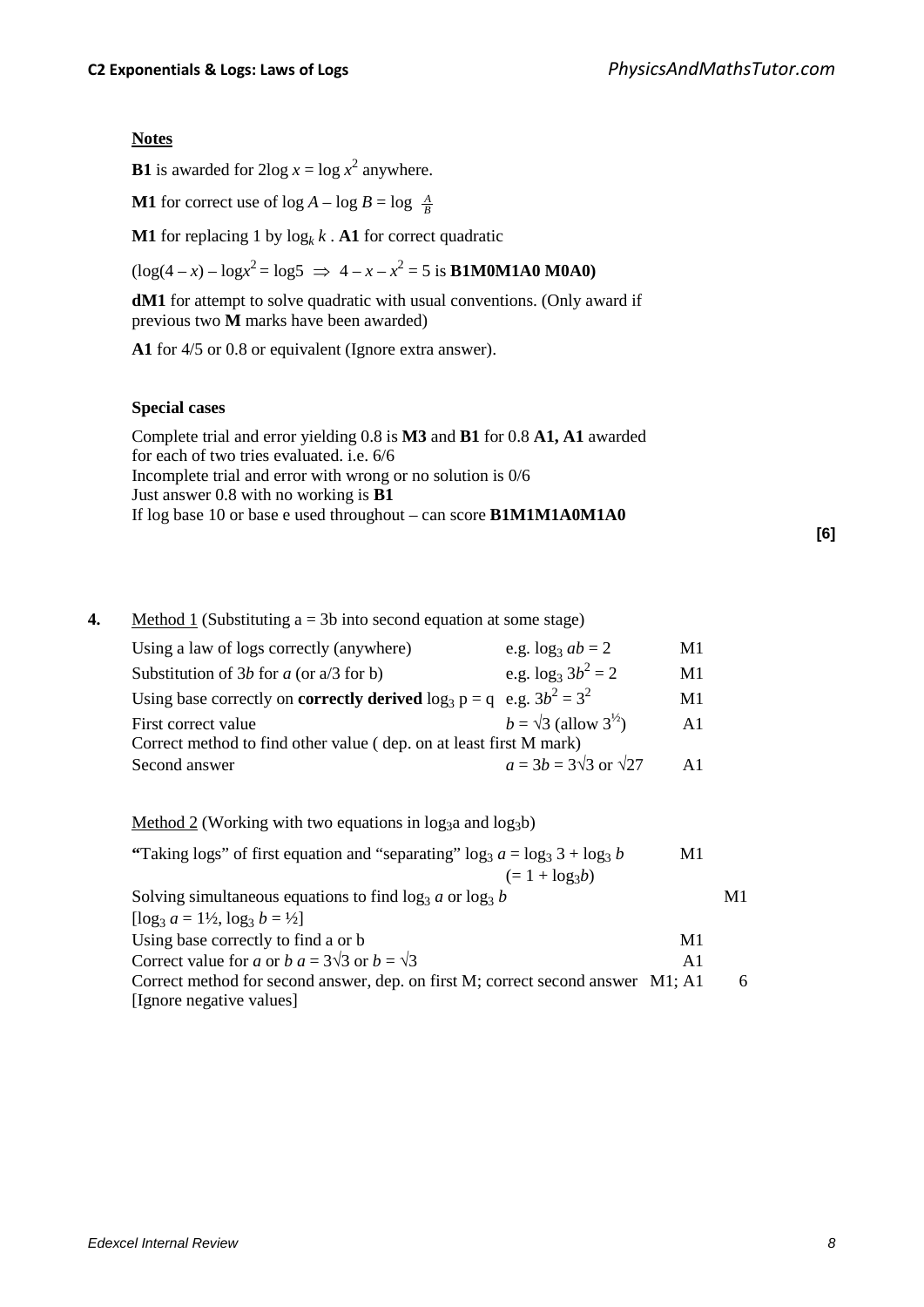**Notes**

**B1** is awarded for $2\log x = \log x^2$ anywhere.

**M1** for correct use of $\log A - \log B = \log \frac{A}{B}$

**M1** for replacing 1 by $\log_k k$ . **A1** for correct quadratic

$(\log(4 - x) - \log x^2 = \log 5 \Rightarrow 4 - x - x^2 = 5$ is **B1M0M1A0 M0A0)**

**dM1** for attempt to solve quadratic with usual conventions. (Only award if previous two **M** marks have been awarded)

**A1** for 4/5 or 0.8 or equivalent (Ignore extra answer).

**Special cases**

Complete trial and error yielding 0.8 is **M3** and **B1** for 0.8 **A1, A1** awarded for each of two tries evaluated. i.e. 6/6
Incomplete trial and error with wrong or no solution is 0/6
Just answer 0.8 with no working is **B1**
If log base 10 or base e used throughout – can score **B1M1M1A0M1A0**

**[6]**

**4.** Method 1 (Substituting a = 3b into second equation at some stage)

| | | |
|---|---|---|
| Using a law of logs correctly (anywhere) | e.g. $\log_3 ab = 2$ | M1 |
| Substitution of $3b$ for $a$ (or a/3 for b) | e.g. $\log_3 3b^2 = 2$ | M1 |
| Using base correctly on **correctly derived** $\log_3 p = q$ | e.g. $3b^2 = 3^2$ | M1 |
| First correct value | $b = \sqrt{3}$ (allow $3^{\frac{1}{2}}$) | A1 |
| Correct method to find other value ( dep. on at least first M mark) | | |
| Second answer | $a = 3b = 3\sqrt{3}$ or $\sqrt{27}$ | A1 |

Method 2 (Working with two equations in $\log_3 a$ and $\log_3 b$)

| | | |
|---|---|---|
| "Taking logs" of first equation and "separating" $\log_3 a = \log_3 3 + \log_3 b$ $(= 1 + \log_3 b)$ | M1 | |
| Solving simultaneous equations to find $\log_3 a$ or $\log_3 b$ $[\log_3 a = 1\frac{1}{2}, \log_3 b = \frac{1}{2}]$ | M1 | |
| Using base correctly to find a or b | M1 | |
| Correct value for $a$ or $b$ $a = 3\sqrt{3}$ or $b = \sqrt{3}$ | A1 | |
| Correct method for second answer, dep. on first M; correct second answer [Ignore negative values] | M1; A1 | 6 |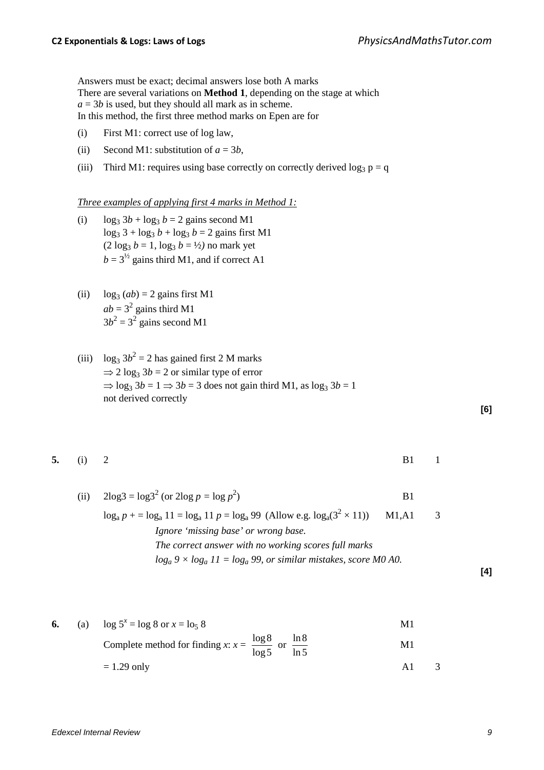Answers must be exact; decimal answers lose both A marks
There are several variations on **Method 1**, depending on the stage at which
$a = 3b$ is used, but they should all mark as in scheme.
In this method, the first three method marks on Epen are for

(i) First M1: correct use of log law,

(ii) Second M1: substitution of $a = 3b$,

(iii) Third M1: requires using base correctly on correctly derived $\log_3 p = q$

*Three examples of applying first 4 marks in Method 1:*

(i) $\log_3 3b + \log_3 b = 2$ gains second M1
$\log_3 3 + \log_3 b + \log_3 b = 2$ gains first M1
($2 \log_3 b = 1$, $\log_3 b = ½$) no mark yet
$b = 3^{½}$ gains third M1, and if correct A1

(ii) $\log_3 (ab) = 2$ gains first M1
$ab = 3^2$ gains third M1
$3b^2 = 3^2$ gains second M1

(iii) $\log_3 3b^2 = 2$ has gained first 2 M marks
$\Rightarrow 2 \log_3 3b = 2$ or similar type of error
$\Rightarrow \log_3 3b = 1 \Rightarrow 3b = 3$ does not gain third M1, as $\log_3 3b = 1$
not derived correctly

**[6]**

**5.** (i) 2 B1 1

(ii) $2\log 3 = \log 3^2$ (or $2\log p = \log p^2$) B1

$\log_a p + = \log_a 11 = \log_a 11\,p = \log_a 99$ (Allow e.g. $\log_a(3^2 \times 11)$) M1,A1 3

*Ignore 'missing base' or wrong base.*
*The correct answer with no working scores full marks*
*$\log_a 9 \times \log_a 11 = \log_a 99$, or similar mistakes, score M0 A0.*

**[4]**

**6.** (a) $\log 5^x = \log 8$ or $x = \log_5 8$ M1

Complete method for finding $x$: $x = \dfrac{\log 8}{\log 5}$ or $\dfrac{\ln 8}{\ln 5}$ M1

$= 1.29$ only A1 3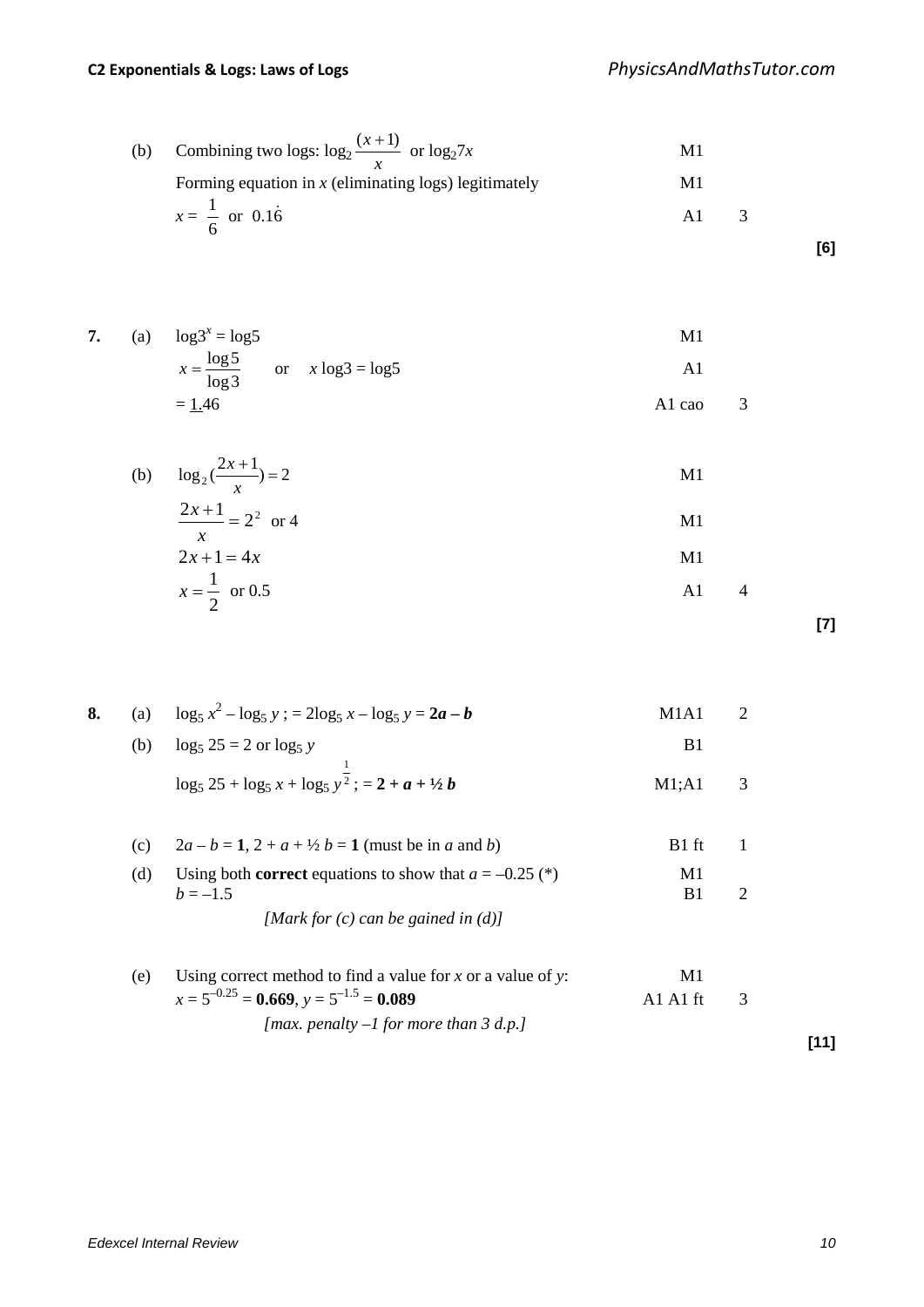| | | | | | |
|---|---|---|---|---|---|
| | (b) | Combining two logs: $\log_2 \frac{(x+1)}{x}$ or $\log_2 7x$ | M1 | | |
| | | Forming equation in $x$ (eliminating logs) legitimately | M1 | | |
| | | $x = \frac{1}{6}$ or $0.1\dot{6}$ | A1 | 3 | |
| | | | | | **[6]** |
| **7.** | (a) | $\log 3^x = \log 5$ | M1 | | |
| | | $x = \frac{\log 5}{\log 3}$ or $x \log 3 = \log 5$ | A1 | | |
| | | $= \underline{1}.46$ | A1 cao | 3 | |
| | (b) | $\log_2 (\frac{2x+1}{x}) = 2$ | M1 | | |
| | | $\frac{2x+1}{x} = 2^2$ or 4 | M1 | | |
| | | $2x + 1 = 4x$ | M1 | | |
| | | $x = \frac{1}{2}$ or 0.5 | A1 | 4 | |
| | | | | | **[7]** |
| **8.** | (a) | $\log_5 x^2 - \log_5 y$ ; $= 2\log_5 x - \log_5 y = \mathbf{2a - b}$ | M1A1 | 2 | |
| | (b) | $\log_5 25 = 2$ or $\log_5 y$ | B1 | | |
| | | $\log_5 25 + \log_5 x + \log_5 y^{\frac{1}{2}}$ ; $= \mathbf{2 + a + ½\, b}$ | M1;A1 | 3 | |
| | (c) | $2a - b = \mathbf{1}$, $2 + a + ½\, b = \mathbf{1}$ (must be in $a$ and $b$) | B1 ft | 1 | |
| | (d) | Using both **correct** equations to show that $a = -0.25$ (*) | M1 | | |
| | | $b = -1.5$ | B1 | 2 | |
| | | *[Mark for (c) can be gained in (d)]* | | | |
| | (e) | Using correct method to find a value for $x$ or a value of $y$: | M1 | | |
| | | $x = 5^{-0.25} = \mathbf{0.669}$, $y = 5^{-1.5} = \mathbf{0.089}$ | A1 A1 ft | 3 | |
| | | *[max. penalty –1 for more than 3 d.p.]* | | | |
| | | | | | **[11]** |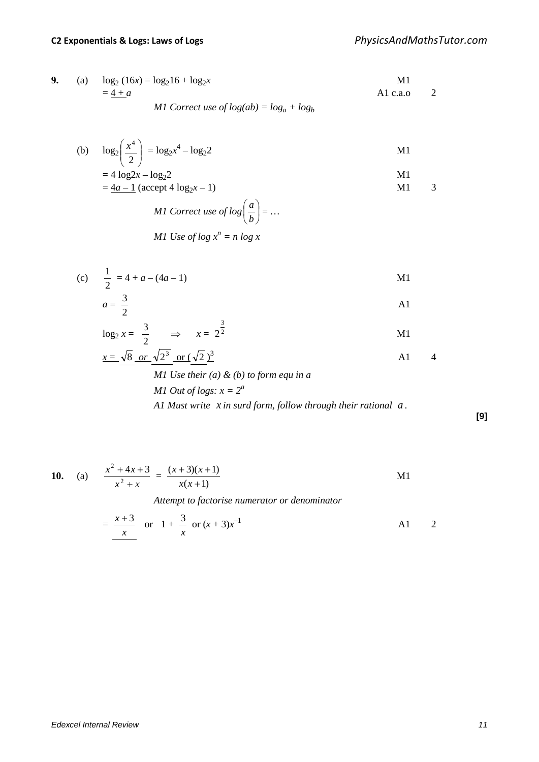**9.** (a) $\log_2 (16x) = \log_2 16 + \log_2 x$ M1

$= \underline{4 + a}$ A1 c.a.o 2

*M1 Correct use of* $\log(ab) = \log_a + \log_b$

(b) $\log_2\left(\dfrac{x^4}{2}\right) = \log_2 x^4 - \log_2 2$ M1

$= 4 \log 2x - \log_2 2$ M1

$= \underline{4a - 1}$ (accept $4 \log_2 x - 1$) M1 3

*M1 Correct use of* $\log\left(\dfrac{a}{b}\right) = \ldots$

*M1 Use of* $\log x^n = n \log x$

(c) $\dfrac{1}{2} = 4 + a - (4a - 1)$ M1

$a = \dfrac{3}{2}$ A1

$\log_2 x = \dfrac{3}{2} \quad \Rightarrow \quad x = 2^{\frac{3}{2}}$ M1

$\underline{x = \sqrt{8} \text{ or } \sqrt{2^3} \text{ or } (\sqrt{2})^3}$ A1 4

*M1 Use their (a) & (b) to form equ in a*

*M1 Out of logs:* $x = 2^a$

*A1 Must write x in surd form, follow through their rational* $a$.

**[9]**

**10.** (a) $\dfrac{x^2 + 4x + 3}{x^2 + x} = \dfrac{(x+3)(x+1)}{x(x+1)}$ M1

*Attempt to factorise numerator or denominator*

$= \underline{\dfrac{x+3}{x}}$ or $1 + \dfrac{3}{x}$ or $(x + 3)x^{-1}$ A1 2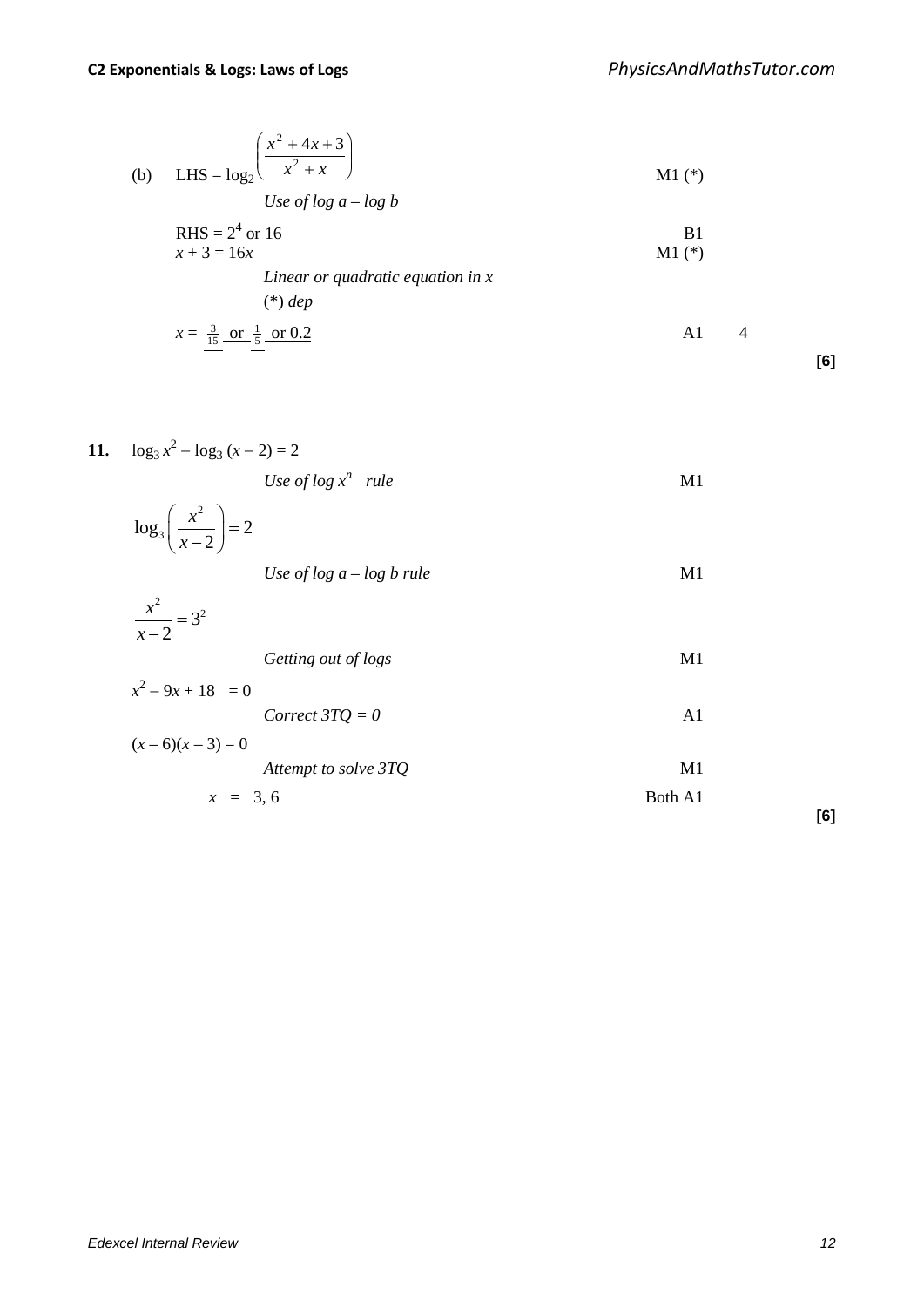(b) LHS = $\log_2\left(\frac{x^2+4x+3}{x^2+x}\right)$ M1 (*)

*Use of log a – log b*

RHS = $2^4$ or 16 B1

$x + 3 = 16x$ M1 (*)

*Linear or quadratic equation in x*

(*) *dep*

$x = \frac{3}{15}$ or $\frac{1}{5}$ or 0.2 A1 4

**[6]**

**11.** $\log_3 x^2 - \log_3 (x - 2) = 2$

*Use of log $x^n$ rule* M1

$$\log_3\left(\frac{x^2}{x-2}\right) = 2$$

*Use of log a – log b rule* M1

$$\frac{x^2}{x-2} = 3^2$$

*Getting out of logs* M1

$x^2 - 9x + 18 = 0$

*Correct 3TQ = 0* A1

$(x - 6)(x - 3) = 0$

*Attempt to solve 3TQ* M1

$x = 3, 6$ Both A1

**[6]**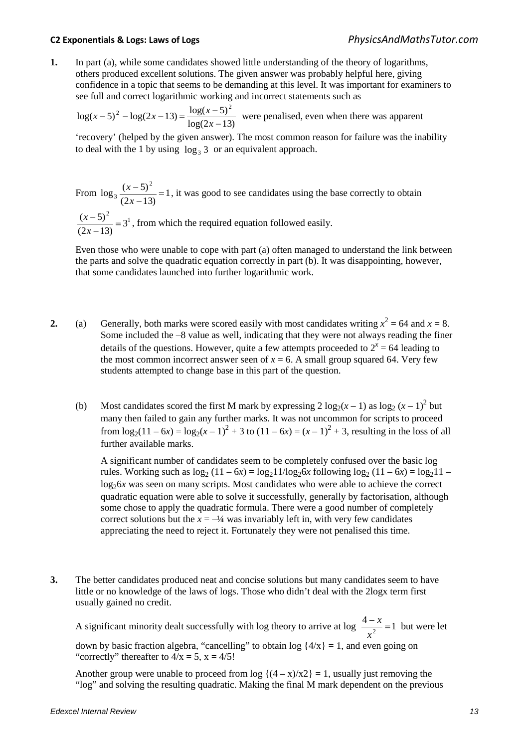**1.** In part (a), while some candidates showed little understanding of the theory of logarithms, others produced excellent solutions. The given answer was probably helpful here, giving confidence in a topic that seems to be demanding at this level. It was important for examiners to see full and correct logarithmic working and incorrect statements such as

$\log(x-5)^2 - \log(2x-13) = \dfrac{\log(x-5)^2}{\log(2x-13)}$ were penalised, even when there was apparent 'recovery' (helped by the given answer). The most common reason for failure was the inability to deal with the 1 by using $\log_3 3$ or an equivalent approach.

From $\log_3 \dfrac{(x-5)^2}{(2x-13)} = 1$, it was good to see candidates using the base correctly to obtain $\dfrac{(x-5)^2}{(2x-13)} = 3^1$, from which the required equation followed easily.

Even those who were unable to cope with part (a) often managed to understand the link between the parts and solve the quadratic equation correctly in part (b). It was disappointing, however, that some candidates launched into further logarithmic work.

**2.** (a) Generally, both marks were scored easily with most candidates writing $x^2 = 64$ and $x = 8$. Some included the –8 value as well, indicating that they were not always reading the finer details of the questions. However, quite a few attempts proceeded to $2^x = 64$ leading to the most common incorrect answer seen of $x = 6$. A small group squared 64. Very few students attempted to change base in this part of the question.

(b) Most candidates scored the first M mark by expressing $2\log_2(x-1)$ as $\log_2(x-1)^2$ but many then failed to gain any further marks. It was not uncommon for scripts to proceed from $\log_2(11-6x) = \log_2(x-1)^2 + 3$ to $(11-6x) = (x-1)^2 + 3$, resulting in the loss of all further available marks.

A significant number of candidates seem to be completely confused over the basic log rules. Working such as $\log_2(11-6x) = \log_2 11/\log_2 6x$ following $\log_2(11-6x) = \log_2 11 - \log_2 6x$ was seen on many scripts. Most candidates who were able to achieve the correct quadratic equation were able to solve it successfully, generally by factorisation, although some chose to apply the quadratic formula. There were a good number of completely correct solutions but the $x = -¼$ was invariably left in, with very few candidates appreciating the need to reject it. Fortunately they were not penalised this time.

**3.** The better candidates produced neat and concise solutions but many candidates seem to have little or no knowledge of the laws of logs. Those who didn't deal with the 2logx term first usually gained no credit.

A significant minority dealt successfully with log theory to arrive at $\log \dfrac{4-x}{x^2} = 1$ but were let down by basic fraction algebra, "cancelling" to obtain $\log\{4/x\} = 1$, and even going on "correctly" thereafter to $4/x = 5$, $x = 4/5$!

Another group were unable to proceed from $\log\{(4-x)/x2\} = 1$, usually just removing the "log" and solving the resulting quadratic. Making the final M mark dependent on the previous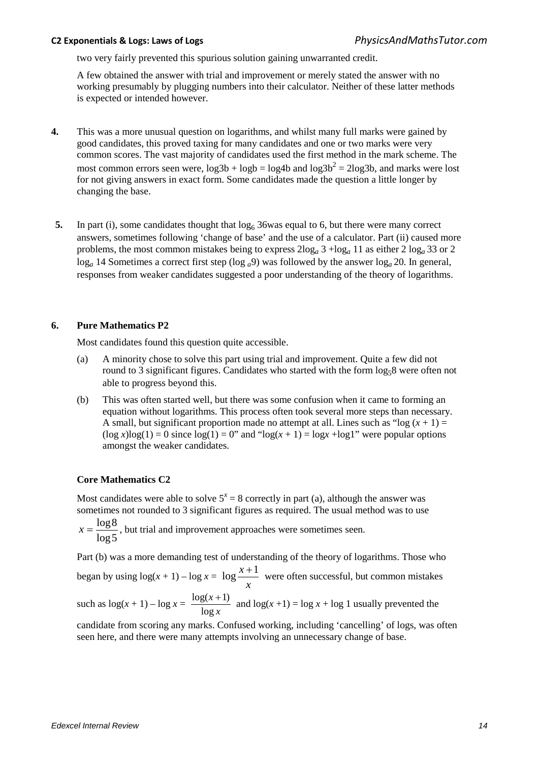two very fairly prevented this spurious solution gaining unwarranted credit.

A few obtained the answer with trial and improvement or merely stated the answer with no working presumably by plugging numbers into their calculator. Neither of these latter methods is expected or intended however.

**4.** This was a more unusual question on logarithms, and whilst many full marks were gained by good candidates, this proved taxing for many candidates and one or two marks were very common scores. The vast majority of candidates used the first method in the mark scheme. The most common errors seen were, $\log 3b + \log b = \log 4b$ and $\log 3b^2 = 2\log 3b$, and marks were lost for not giving answers in exact form. Some candidates made the question a little longer by changing the base.

**5.** In part (i), some candidates thought that $\log_6 36$was equal to 6, but there were many correct answers, sometimes following 'change of base' and the use of a calculator. Part (ii) caused more problems, the most common mistakes being to express $2\log_a 3 + \log_a 11$ as either $2 \log_a 33$ or $2 \log_a 14$ Sometimes a correct first step ($\log_a 9$) was followed by the answer $\log_a 20$. In general, responses from weaker candidates suggested a poor understanding of the theory of logarithms.

**6. Pure Mathematics P2**

Most candidates found this question quite accessible.

(a) A minority chose to solve this part using trial and improvement. Quite a few did not round to 3 significant figures. Candidates who started with the form $\log_5 8$ were often not able to progress beyond this.

(b) This was often started well, but there was some confusion when it came to forming an equation without logarithms. This process often took several more steps than necessary. A small, but significant proportion made no attempt at all. Lines such as "$\log(x + 1) = (\log x)\log(1) = 0$ since $\log(1) = 0$" and "$\log(x + 1) = \log x + \log 1$" were popular options amongst the weaker candidates.

**Core Mathematics C2**

Most candidates were able to solve $5^x = 8$ correctly in part (a), although the answer was sometimes not rounded to 3 significant figures as required. The usual method was to use $x = \dfrac{\log 8}{\log 5}$, but trial and improvement approaches were sometimes seen.

Part (b) was a more demanding test of understanding of the theory of logarithms. Those who began by using $\log(x + 1) - \log x = \log\dfrac{x+1}{x}$ were often successful, but common mistakes such as $\log(x + 1) - \log x = \dfrac{\log(x+1)}{\log x}$ and $\log(x + 1) = \log x + \log 1$ usually prevented the candidate from scoring any marks. Confused working, including 'cancelling' of logs, was often seen here, and there were many attempts involving an unnecessary change of base.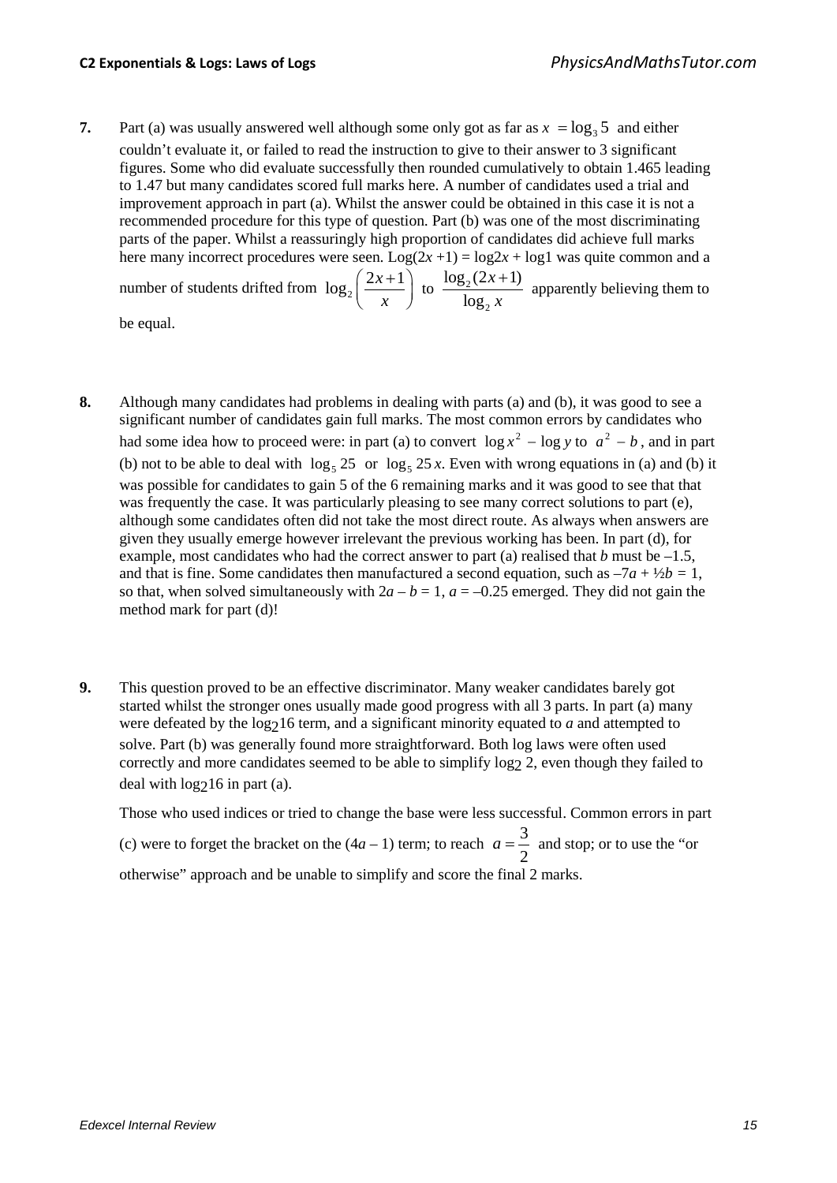**7.** Part (a) was usually answered well although some only got as far as $x = \log_3 5$ and either couldn't evaluate it, or failed to read the instruction to give to their answer to 3 significant figures. Some who did evaluate successfully then rounded cumulatively to obtain 1.465 leading to 1.47 but many candidates scored full marks here. A number of candidates used a trial and improvement approach in part (a). Whilst the answer could be obtained in this case it is not a recommended procedure for this type of question. Part (b) was one of the most discriminating parts of the paper. Whilst a reassuringly high proportion of candidates did achieve full marks here many incorrect procedures were seen. $\text{Log}(2x + 1) = \log 2x + \log 1$ was quite common and a number of students drifted from $\log_2\left(\frac{2x+1}{x}\right)$ to $\frac{\log_2(2x+1)}{\log_2 x}$ apparently believing them to be equal.

**8.** Although many candidates had problems in dealing with parts (a) and (b), it was good to see a significant number of candidates gain full marks. The most common errors by candidates who had some idea how to proceed were: in part (a) to convert $\log x^2 - \log y$ to $a^2 - b$, and in part (b) not to be able to deal with $\log_5 25$ or $\log_5 25x$. Even with wrong equations in (a) and (b) it was possible for candidates to gain 5 of the 6 remaining marks and it was good to see that that was frequently the case. It was particularly pleasing to see many correct solutions to part (e), although some candidates often did not take the most direct route. As always when answers are given they usually emerge however irrelevant the previous working has been. In part (d), for example, most candidates who had the correct answer to part (a) realised that $b$ must be $-1.5$, and that is fine. Some candidates then manufactured a second equation, such as $-7a + \frac{1}{2}b = 1$, so that, when solved simultaneously with $2a - b = 1$, $a = -0.25$ emerged. They did not gain the method mark for part (d)!

**9.** This question proved to be an effective discriminator. Many weaker candidates barely got started whilst the stronger ones usually made good progress with all 3 parts. In part (a) many were defeated by the $\log_2 16$ term, and a significant minority equated to $a$ and attempted to solve. Part (b) was generally found more straightforward. Both log laws were often used correctly and more candidates seemed to be able to simplify $\log_2 2$, even though they failed to deal with $\log_2 16$ in part (a).

Those who used indices or tried to change the base were less successful. Common errors in part (c) were to forget the bracket on the $(4a - 1)$ term; to reach $a = \frac{3}{2}$ and stop; or to use the "or otherwise" approach and be unable to simplify and score the final 2 marks.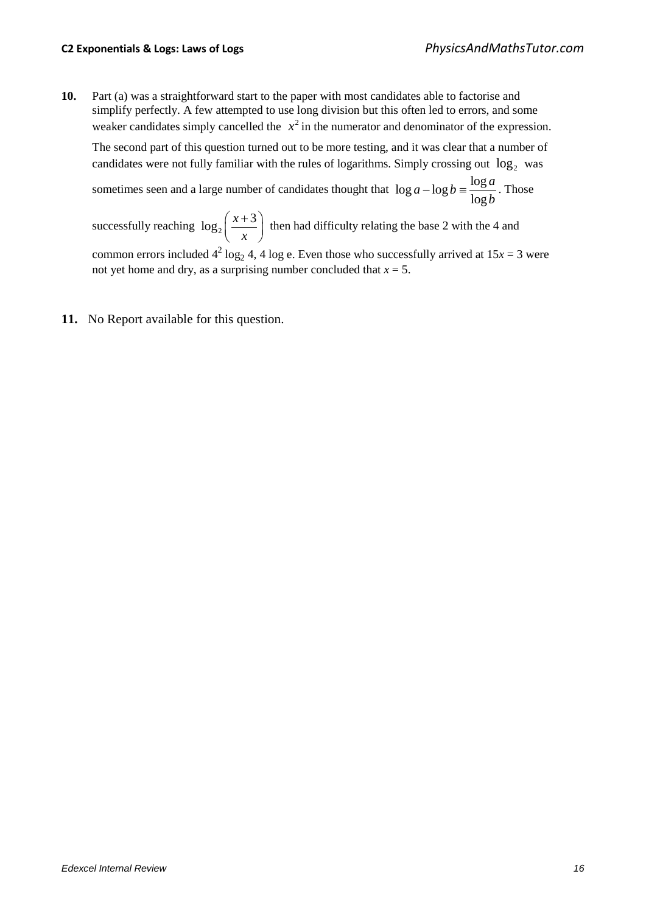**10.** Part (a) was a straightforward start to the paper with most candidates able to factorise and simplify perfectly. A few attempted to use long division but this often led to errors, and some weaker candidates simply cancelled the $x^2$ in the numerator and denominator of the expression.

The second part of this question turned out to be more testing, and it was clear that a number of candidates were not fully familiar with the rules of logarithms. Simply crossing out $\log_2$ was sometimes seen and a large number of candidates thought that $\log a - \log b \equiv \dfrac{\log a}{\log b}$. Those successfully reaching $\log_2\left(\dfrac{x+3}{x}\right)$ then had difficulty relating the base 2 with the 4 and common errors included $4^2 \log_2 4$, 4 log e. Even those who successfully arrived at $15x = 3$ were not yet home and dry, as a surprising number concluded that $x = 5$.

**11.** No Report available for this question.